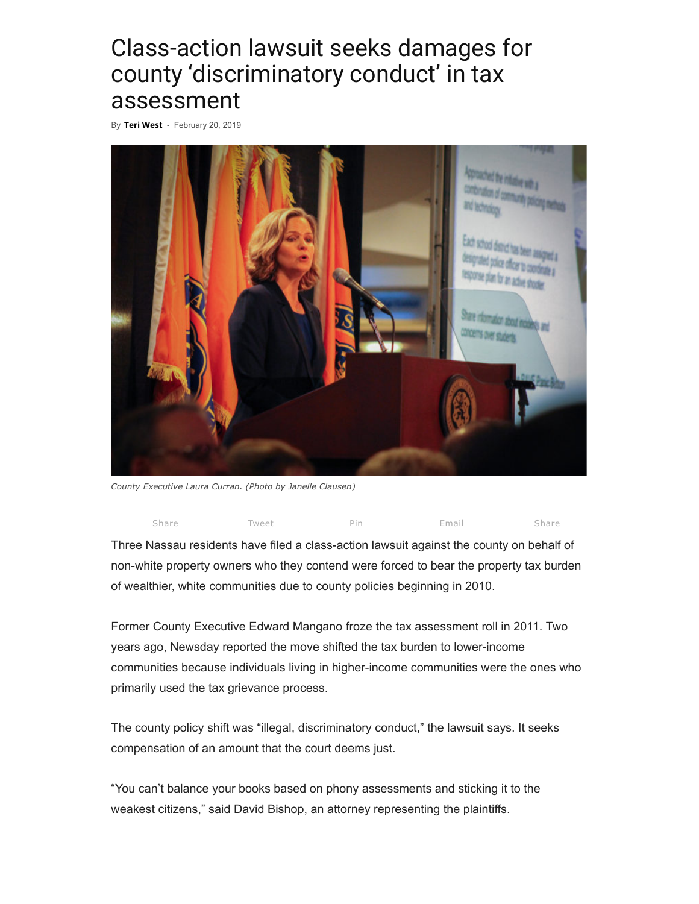# Class-action lawsuit seeks damages for county 'discriminatory conduct' in tax assessment

By **Teri West** - February 20, 2019

*County Executive Laura Curran. (Photo by Janelle Clausen)*

Share Tweet Pin Email Share

Three Nassau residents have filed a class-action lawsuit against the county on behalf of non-white property owners who they contend were forced to bear the property tax burden of wealthier, white communities due to county policies beginning in 2010.

Former County Executive Edward Mangano froze the tax assessment roll in 2011. Two years ago, Newsday reported the move shifted the tax burden to lower-income communities because individuals living in higher-income communities were the ones who primarily used the tax grievance process.

The county policy shift was "illegal, discriminatory conduct," the lawsuit says. It seeks compensation of an amount that the court deems just.

"You can't balance your books based on phony assessments and sticking it to the weakest citizens," said David Bishop, an attorney representing the plaintiffs.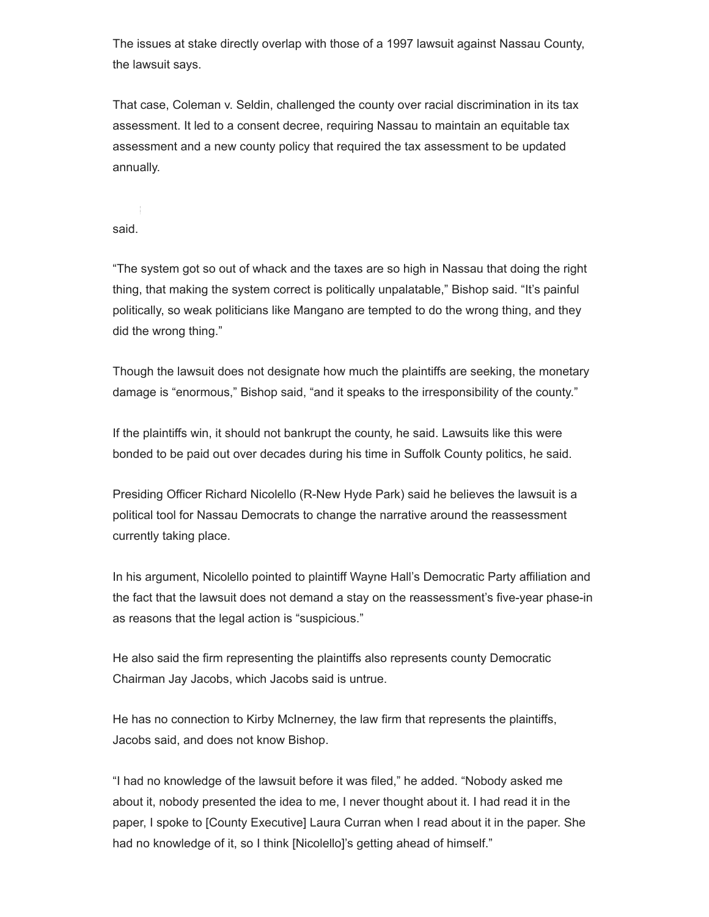The issues at stake directly overlap with those of a 1997 lawsuit against Nassau County, the lawsuit says.

That case, Coleman v. Seldin, challenged the county over racial discrimination in its tax assessment. It led to a consent decree, requiring Nassau to maintain an equitable tax assessment and a new county policy that required the tax assessment to be updated annually.

said.

“The system got so out of whack and the taxes are so high in Nassau that doing the right thing, that making the system correct is politically unpalatable,” Bishop said. “It’s painful politically, so weak politicians like Mangano are tempted to do the wrong thing, and they did the wrong thing.”

Though the lawsuit does not designate how much the plaintiffs are seeking, the monetary damage is “enormous,” Bishop said, “and it speaks to the irresponsibility of the county.”

If the plaintiffs win, it should not bankrupt the county, he said. Lawsuits like this were bonded to be paid out over decades during his time in Suffolk County politics, he said.

Presiding Officer Richard Nicolello (R-New Hyde Park) said he believes the lawsuit is a political tool for Nassau Democrats to change the narrative around the reassessment currently taking place.

In his argument, Nicolello pointed to plaintiff Wayne Hall’s Democratic Party affiliation and the fact that the lawsuit does not demand a stay on the reassessment’s five-year phase-in as reasons that the legal action is “suspicious.”

He also said the firm representing the plaintiffs also represents county Democratic Chairman Jay Jacobs, which Jacobs said is untrue.

He has no connection to Kirby McInerney, the law firm that represents the plaintiffs, Jacobs said, and does not know Bishop.

“I had no knowledge of the lawsuit before it was filed,” he added. “Nobody asked me about it, nobody presented the idea to me, I never thought about it. I had read it in the paper, I spoke to [County Executive] Laura Curran when I read about it in the paper. She had no knowledge of it, so I think [Nicolello]’s getting ahead of himself.”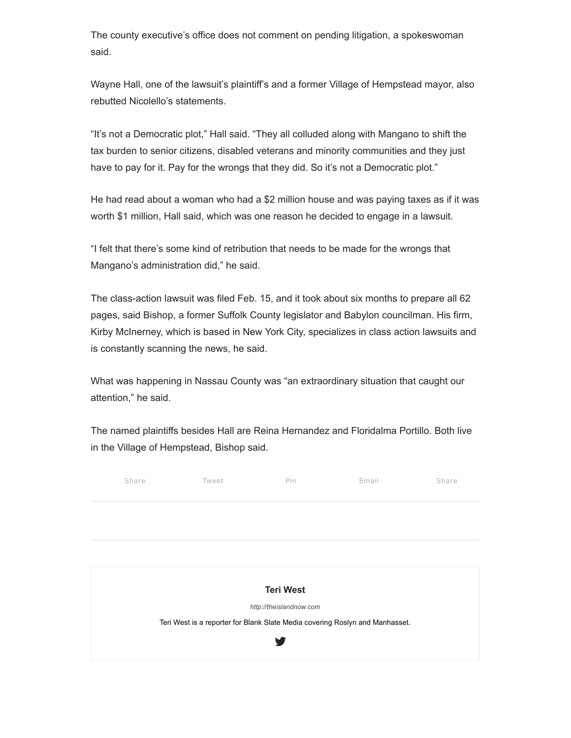The county executive's office does not comment on pending litigation, a spokeswoman said.

Wayne Hall, one of the lawsuit's plaintiff's and a former Village of Hempstead mayor, also rebutted Nicolello's statements.

"It's not a Democratic plot," Hall said. "They all colluded along with Mangano to shift the tax burden to senior citizens, disabled veterans and minority communities and they just have to pay for it. Pay for the wrongs that they did. So it's not a Democratic plot."

He had read about a woman who had a $2 million house and was paying taxes as if it was worth $1 million, Hall said, which was one reason he decided to engage in a lawsuit.

"I felt that there's some kind of retribution that needs to be made for the wrongs that Mangano's administration did," he said.

The class-action lawsuit was filed Feb. 15, and it took about six months to prepare all 62 pages, said Bishop, a former Suffolk County legislator and Babylon councilman. His firm, Kirby McInerney, which is based in New York City, specializes in class action lawsuits and is constantly scanning the news, he said.

What was happening in Nassau County was "an extraordinary situation that caught our attention," he said.

The named plaintiffs besides Hall are Reina Hernandez and Floridalma Portillo. Both live in the Village of Hempstead, Bishop said.

Share Tweet Pin Email Share

**Teri West**

*http://theislandnow.com*

Teri West is a reporter for Blank Slate Media covering Roslyn and Manhasset.